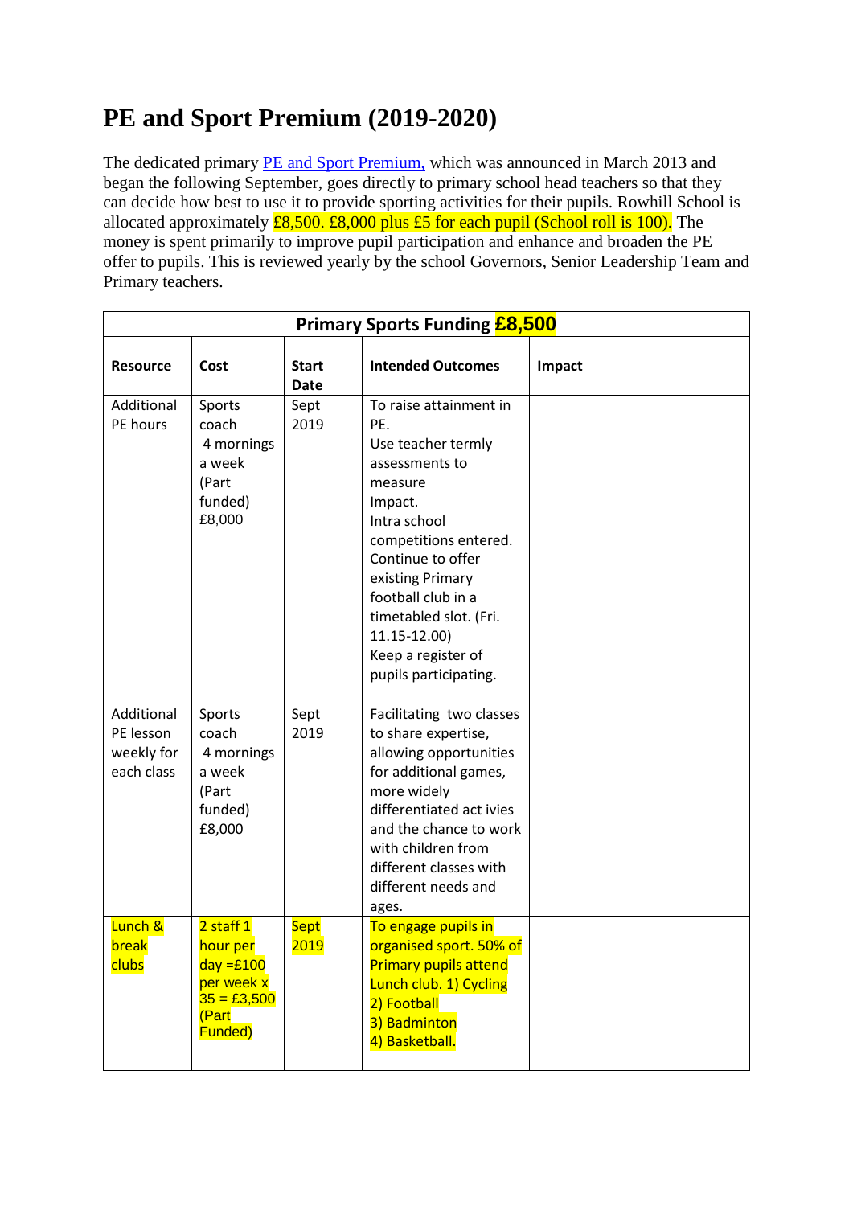# PE and Sport Premium (2019-2020)

The dedicated primary PE and Sport Premium, which was announced in March 2013 and began the following September, goes directly to primary school head teachers so that they can decide how best to use it to provide sporting activities for their pupils. Rowhill School is allocated approximately £8,500. £8,000 plus £5 for each pupil (School roll is 100). The money is spent primarily to improve pupil participation and enhance and broaden the PE offer to pupils. This is reviewed yearly by the school Governors, Senior Leadership Team and Primary teachers.

| **Primary Sports Funding £8,500** | | | | |
|---|---|---|---|---|
| **Resource** | **Cost** | **Start Date** | **Intended Outcomes** | **Impact** |
| Additional PE hours | Sports coach 4 mornings a week (Part funded) £8,000 | Sept 2019 | To raise attainment in PE.<br>Use teacher termly assessments to measure Impact.<br>Intra school competitions entered.<br>Continue to offer existing Primary football club in a timetabled slot. (Fri. 11.15-12.00)<br>Keep a register of pupils participating. | |
| Additional PE lesson weekly for each class | Sports coach 4 mornings a week (Part funded) £8,000 | Sept 2019 | Facilitating two classes to share expertise, allowing opportunities for additional games, more widely differentiated act ivies and the chance to work with children from different classes with different needs and ages. | |
| Lunch & break clubs | 2 staff 1 hour per day =£100 per week x 35 = £3,500 (Part Funded) | Sept 2019 | To engage pupils in organised sport. 50% of Primary pupils attend Lunch club. 1) Cycling 2) Football 3) Badminton 4) Basketball. | |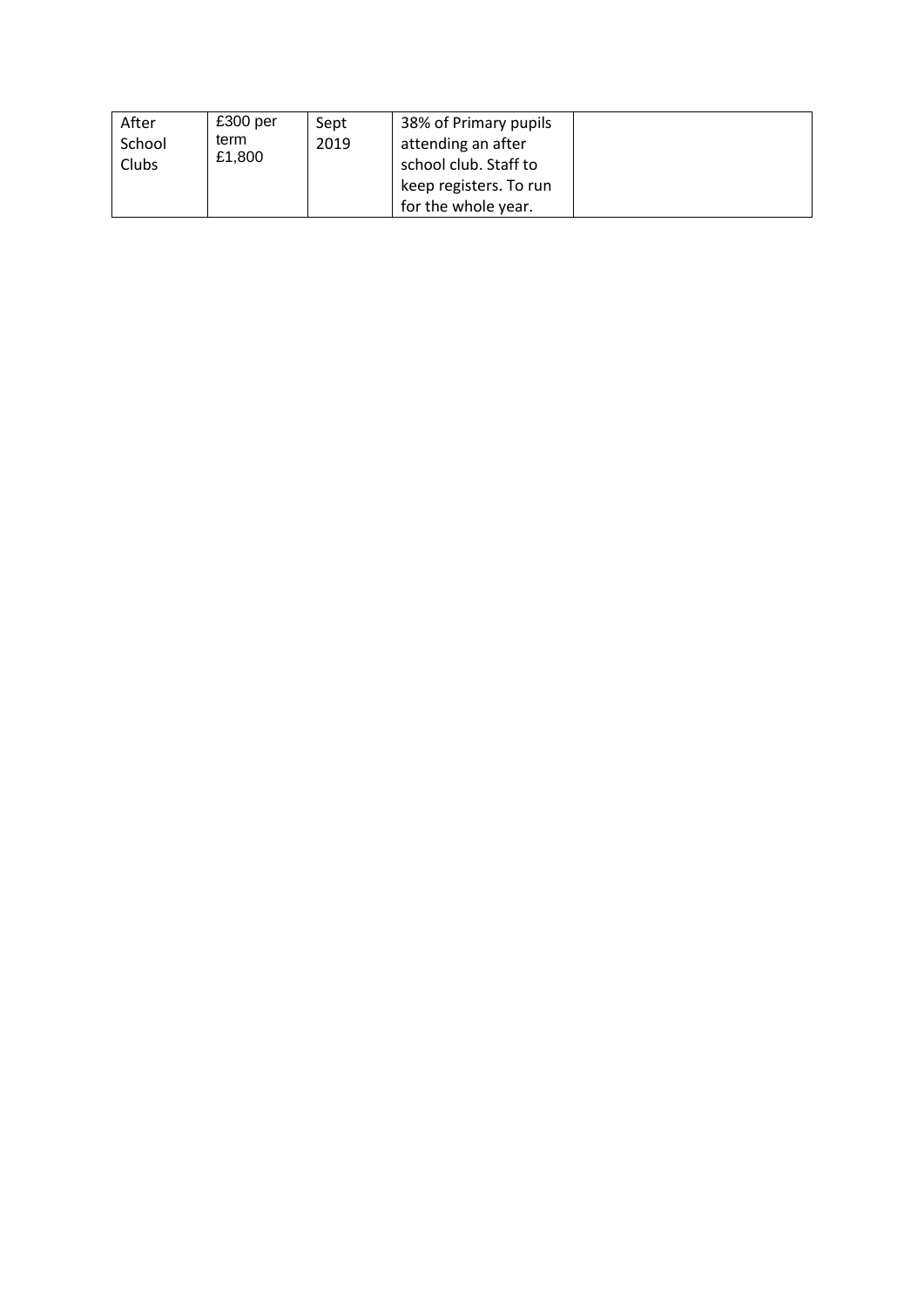| | | | | |
|---|---|---|---|---|
| After School Clubs | £300 per term £1,800 | Sept 2019 | 38% of Primary pupils attending an after school club. Staff to keep registers. To run for the whole year. | |